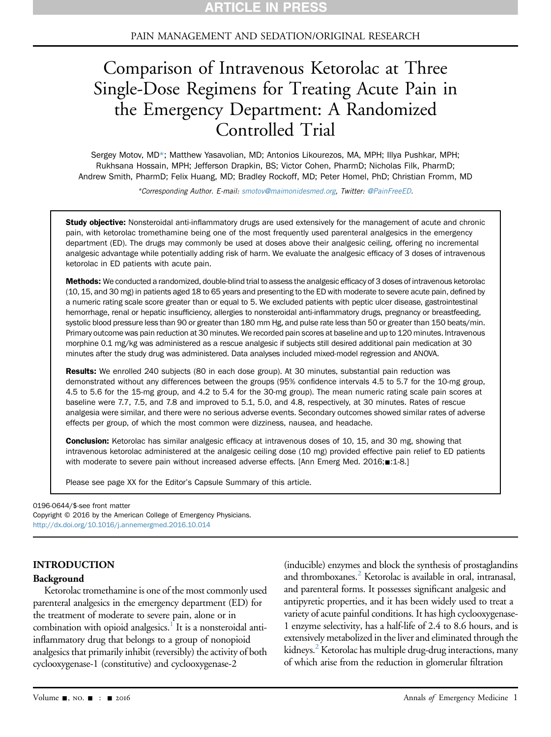PAIN MANAGEMENT AND SEDATION/ORIGINAL RESEARCH

# Comparison of Intravenous Ketorolac at Three Single-Dose Regimens for Treating Acute Pain in the Emergency Department: A Randomized Controlled Trial

Sergey Motov, MD*; Matthew Yasavolian, MD; Antonios Likourezos, MA, MPH; Illya Pushkar, MPH; Rukhsana Hossain, MPH; Jefferson Drapkin, BS; Victor Cohen, PharmD; Nicholas Filk, PharmD; Andrew Smith, PharmD; Felix Huang, MD; Bradley Rockoff, MD; Peter Homel, PhD; Christian Fromm, MD

*Corresponding Author. E-mail: smotov@maimonidesmed.org, Twitter: @PainFreeED.

**Study objective:** Nonsteroidal anti-inflammatory drugs are used extensively for the management of acute and chronic pain, with ketorolac tromethamine being one of the most frequently used parenteral analgesics in the emergency department (ED). The drugs may commonly be used at doses above their analgesic ceiling, offering no incremental analgesic advantage while potentially adding risk of harm. We evaluate the analgesic efficacy of 3 doses of intravenous ketorolac in ED patients with acute pain.

**Methods:** We conducted a randomized, double-blind trial to assess the analgesic efficacy of 3 doses of intravenous ketorolac (10, 15, and 30 mg) in patients aged 18 to 65 years and presenting to the ED with moderate to severe acute pain, defined by a numeric rating scale score greater than or equal to 5. We excluded patients with peptic ulcer disease, gastrointestinal hemorrhage, renal or hepatic insufficiency, allergies to nonsteroidal anti-inflammatory drugs, pregnancy or breastfeeding, systolic blood pressure less than 90 or greater than 180 mm Hg, and pulse rate less than 50 or greater than 150 beats/min. Primary outcome was pain reduction at 30 minutes. We recorded pain scores at baseline and up to 120 minutes. Intravenous morphine 0.1 mg/kg was administered as a rescue analgesic if subjects still desired additional pain medication at 30 minutes after the study drug was administered. Data analyses included mixed-model regression and ANOVA.

**Results:** We enrolled 240 subjects (80 in each dose group). At 30 minutes, substantial pain reduction was demonstrated without any differences between the groups (95% confidence intervals 4.5 to 5.7 for the 10-mg group, 4.5 to 5.6 for the 15-mg group, and 4.2 to 5.4 for the 30-mg group). The mean numeric rating scale pain scores at baseline were 7.7, 7.5, and 7.8 and improved to 5.1, 5.0, and 4.8, respectively, at 30 minutes. Rates of rescue analgesia were similar, and there were no serious adverse events. Secondary outcomes showed similar rates of adverse effects per group, of which the most common were dizziness, nausea, and headache.

**Conclusion:** Ketorolac has similar analgesic efficacy at intravenous doses of 10, 15, and 30 mg, showing that intravenous ketorolac administered at the analgesic ceiling dose (10 mg) provided effective pain relief to ED patients with moderate to severe pain without increased adverse effects. [Ann Emerg Med. 2016;■:1-8.]

Please see page XX for the Editor's Capsule Summary of this article.

0196-0644/$-see front matter
Copyright © 2016 by the American College of Emergency Physicians.
http://dx.doi.org/10.1016/j.annemergmed.2016.10.014

## INTRODUCTION

### Background

Ketorolac tromethamine is one of the most commonly used parenteral analgesics in the emergency department (ED) for the treatment of moderate to severe pain, alone or in combination with opioid analgesics.[1] It is a nonsteroidal anti-inflammatory drug that belongs to a group of nonopioid analgesics that primarily inhibit (reversibly) the activity of both cyclooxygenase-1 (constitutive) and cyclooxygenase-2 (inducible) enzymes and block the synthesis of prostaglandins and thromboxanes.[2] Ketorolac is available in oral, intranasal, and parenteral forms. It possesses significant analgesic and antipyretic properties, and it has been widely used to treat a variety of acute painful conditions. It has high cyclooxygenase-1 enzyme selectivity, has a half-life of 2.4 to 8.6 hours, and is extensively metabolized in the liver and eliminated through the kidneys.[2] Ketorolac has multiple drug-drug interactions, many of which arise from the reduction in glomerular filtration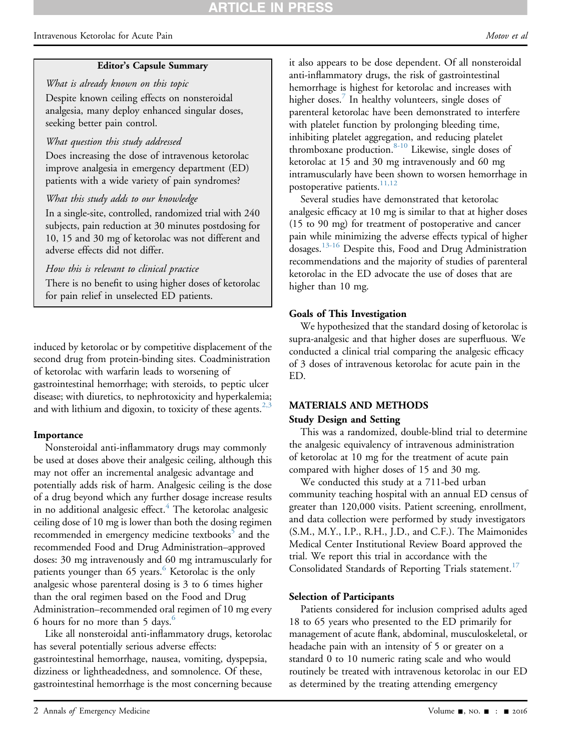**Editor's Capsule Summary**

*What is already known on this topic*

Despite known ceiling effects on nonsteroidal analgesia, many deploy enhanced singular doses, seeking better pain control.

*What question this study addressed*

Does increasing the dose of intravenous ketorolac improve analgesia in emergency department (ED) patients with a wide variety of pain syndromes?

*What this study adds to our knowledge*

In a single-site, controlled, randomized trial with 240 subjects, pain reduction at 30 minutes postdosing for 10, 15 and 30 mg of ketorolac was not different and adverse effects did not differ.

*How this is relevant to clinical practice*

There is no benefit to using higher doses of ketorolac for pain relief in unselected ED patients.

induced by ketorolac or by competitive displacement of the second drug from protein-binding sites. Coadministration of ketorolac with warfarin leads to worsening of gastrointestinal hemorrhage; with steroids, to peptic ulcer disease; with diuretics, to nephrotoxicity and hyperkalemia; and with lithium and digoxin, to toxicity of these agents.[2,3]

### Importance

Nonsteroidal anti-inflammatory drugs may commonly be used at doses above their analgesic ceiling, although this may not offer an incremental analgesic advantage and potentially adds risk of harm. Analgesic ceiling is the dose of a drug beyond which any further dosage increase results in no additional analgesic effect.[4] The ketorolac analgesic ceiling dose of 10 mg is lower than both the dosing regimen recommended in emergency medicine textbooks[5] and the recommended Food and Drug Administration–approved doses: 30 mg intravenously and 60 mg intramuscularly for patients younger than 65 years.[6] Ketorolac is the only analgesic whose parenteral dosing is 3 to 6 times higher than the oral regimen based on the Food and Drug Administration–recommended oral regimen of 10 mg every 6 hours for no more than 5 days.[6]

Like all nonsteroidal anti-inflammatory drugs, ketorolac has several potentially serious adverse effects: gastrointestinal hemorrhage, nausea, vomiting, dyspepsia, dizziness or lightheadedness, and somnolence. Of these, gastrointestinal hemorrhage is the most concerning because it also appears to be dose dependent. Of all nonsteroidal anti-inflammatory drugs, the risk of gastrointestinal hemorrhage is highest for ketorolac and increases with higher doses.[7] In healthy volunteers, single doses of parenteral ketorolac have been demonstrated to interfere with platelet function by prolonging bleeding time, inhibiting platelet aggregation, and reducing platelet thromboxane production.[8-10] Likewise, single doses of ketorolac at 15 and 30 mg intravenously and 60 mg intramuscularly have been shown to worsen hemorrhage in postoperative patients.[11,12]

Several studies have demonstrated that ketorolac analgesic efficacy at 10 mg is similar to that at higher doses (15 to 90 mg) for treatment of postoperative and cancer pain while minimizing the adverse effects typical of higher dosages.[13-16] Despite this, Food and Drug Administration recommendations and the majority of studies of parenteral ketorolac in the ED advocate the use of doses that are higher than 10 mg.

### Goals of This Investigation

We hypothesized that the standard dosing of ketorolac is supra-analgesic and that higher doses are superfluous. We conducted a clinical trial comparing the analgesic efficacy of 3 doses of intravenous ketorolac for acute pain in the ED.

## MATERIALS AND METHODS

### Study Design and Setting

This was a randomized, double-blind trial to determine the analgesic equivalency of intravenous administration of ketorolac at 10 mg for the treatment of acute pain compared with higher doses of 15 and 30 mg.

We conducted this study at a 711-bed urban community teaching hospital with an annual ED census of greater than 120,000 visits. Patient screening, enrollment, and data collection were performed by study investigators (S.M., M.Y., I.P., R.H., J.D., and C.F.). The Maimonides Medical Center Institutional Review Board approved the trial. We report this trial in accordance with the Consolidated Standards of Reporting Trials statement.[17]

### Selection of Participants

Patients considered for inclusion comprised adults aged 18 to 65 years who presented to the ED primarily for management of acute flank, abdominal, musculoskeletal, or headache pain with an intensity of 5 or greater on a standard 0 to 10 numeric rating scale and who would routinely be treated with intravenous ketorolac in our ED as determined by the treating attending emergency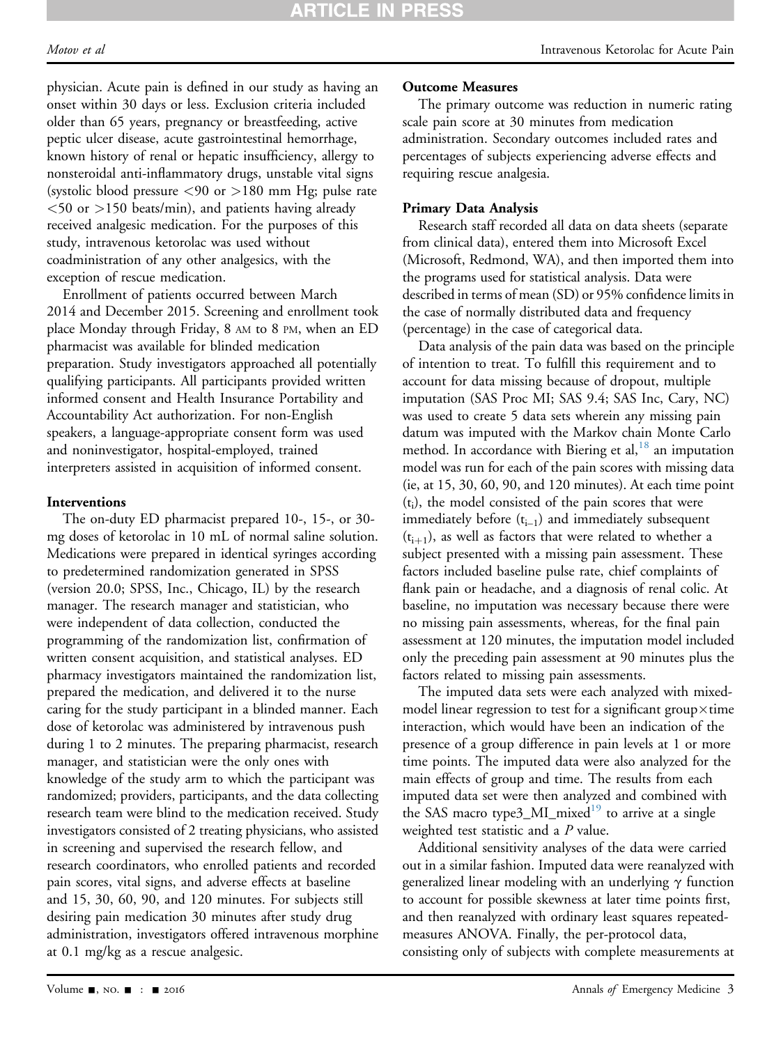physician. Acute pain is defined in our study as having an onset within 30 days or less. Exclusion criteria included older than 65 years, pregnancy or breastfeeding, active peptic ulcer disease, acute gastrointestinal hemorrhage, known history of renal or hepatic insufficiency, allergy to nonsteroidal anti-inflammatory drugs, unstable vital signs (systolic blood pressure <90 or >180 mm Hg; pulse rate <50 or >150 beats/min), and patients having already received analgesic medication. For the purposes of this study, intravenous ketorolac was used without coadministration of any other analgesics, with the exception of rescue medication.

Enrollment of patients occurred between March 2014 and December 2015. Screening and enrollment took place Monday through Friday, 8 AM to 8 PM, when an ED pharmacist was available for blinded medication preparation. Study investigators approached all potentially qualifying participants. All participants provided written informed consent and Health Insurance Portability and Accountability Act authorization. For non-English speakers, a language-appropriate consent form was used and noninvestigator, hospital-employed, trained interpreters assisted in acquisition of informed consent.

### Interventions

The on-duty ED pharmacist prepared 10-, 15-, or 30-mg doses of ketorolac in 10 mL of normal saline solution. Medications were prepared in identical syringes according to predetermined randomization generated in SPSS (version 20.0; SPSS, Inc., Chicago, IL) by the research manager. The research manager and statistician, who were independent of data collection, conducted the programming of the randomization list, confirmation of written consent acquisition, and statistical analyses. ED pharmacy investigators maintained the randomization list, prepared the medication, and delivered it to the nurse caring for the study participant in a blinded manner. Each dose of ketorolac was administered by intravenous push during 1 to 2 minutes. The preparing pharmacist, research manager, and statistician were the only ones with knowledge of the study arm to which the participant was randomized; providers, participants, and the data collecting research team were blind to the medication received. Study investigators consisted of 2 treating physicians, who assisted in screening and supervised the research fellow, and research coordinators, who enrolled patients and recorded pain scores, vital signs, and adverse effects at baseline and 15, 30, 60, 90, and 120 minutes. For subjects still desiring pain medication 30 minutes after study drug administration, investigators offered intravenous morphine at 0.1 mg/kg as a rescue analgesic.

### Outcome Measures

The primary outcome was reduction in numeric rating scale pain score at 30 minutes from medication administration. Secondary outcomes included rates and percentages of subjects experiencing adverse effects and requiring rescue analgesia.

### Primary Data Analysis

Research staff recorded all data on data sheets (separate from clinical data), entered them into Microsoft Excel (Microsoft, Redmond, WA), and then imported them into the programs used for statistical analysis. Data were described in terms of mean (SD) or 95% confidence limits in the case of normally distributed data and frequency (percentage) in the case of categorical data.

Data analysis of the pain data was based on the principle of intention to treat. To fulfill this requirement and to account for data missing because of dropout, multiple imputation (SAS Proc MI; SAS 9.4; SAS Inc, Cary, NC) was used to create 5 data sets wherein any missing pain datum was imputed with the Markov chain Monte Carlo method. In accordance with Biering et al,[18] an imputation model was run for each of the pain scores with missing data (ie, at 15, 30, 60, 90, and 120 minutes). At each time point ($t_i$), the model consisted of the pain scores that were immediately before ($t_{i-1}$) and immediately subsequent ($t_{i+1}$), as well as factors that were related to whether a subject presented with a missing pain assessment. These factors included baseline pulse rate, chief complaints of flank pain or headache, and a diagnosis of renal colic. At baseline, no imputation was necessary because there were no missing pain assessments, whereas, for the final pain assessment at 120 minutes, the imputation model included only the preceding pain assessment at 90 minutes plus the factors related to missing pain assessments.

The imputed data sets were each analyzed with mixed-model linear regression to test for a significant group×time interaction, which would have been an indication of the presence of a group difference in pain levels at 1 or more time points. The imputed data were also analyzed for the main effects of group and time. The results from each imputed data set were then analyzed and combined with the SAS macro type3_MI_mixed[19] to arrive at a single weighted test statistic and a *P* value.

Additional sensitivity analyses of the data were carried out in a similar fashion. Imputed data were reanalyzed with generalized linear modeling with an underlying $\gamma$ function to account for possible skewness at later time points first, and then reanalyzed with ordinary least squares repeated-measures ANOVA. Finally, the per-protocol data, consisting only of subjects with complete measurements at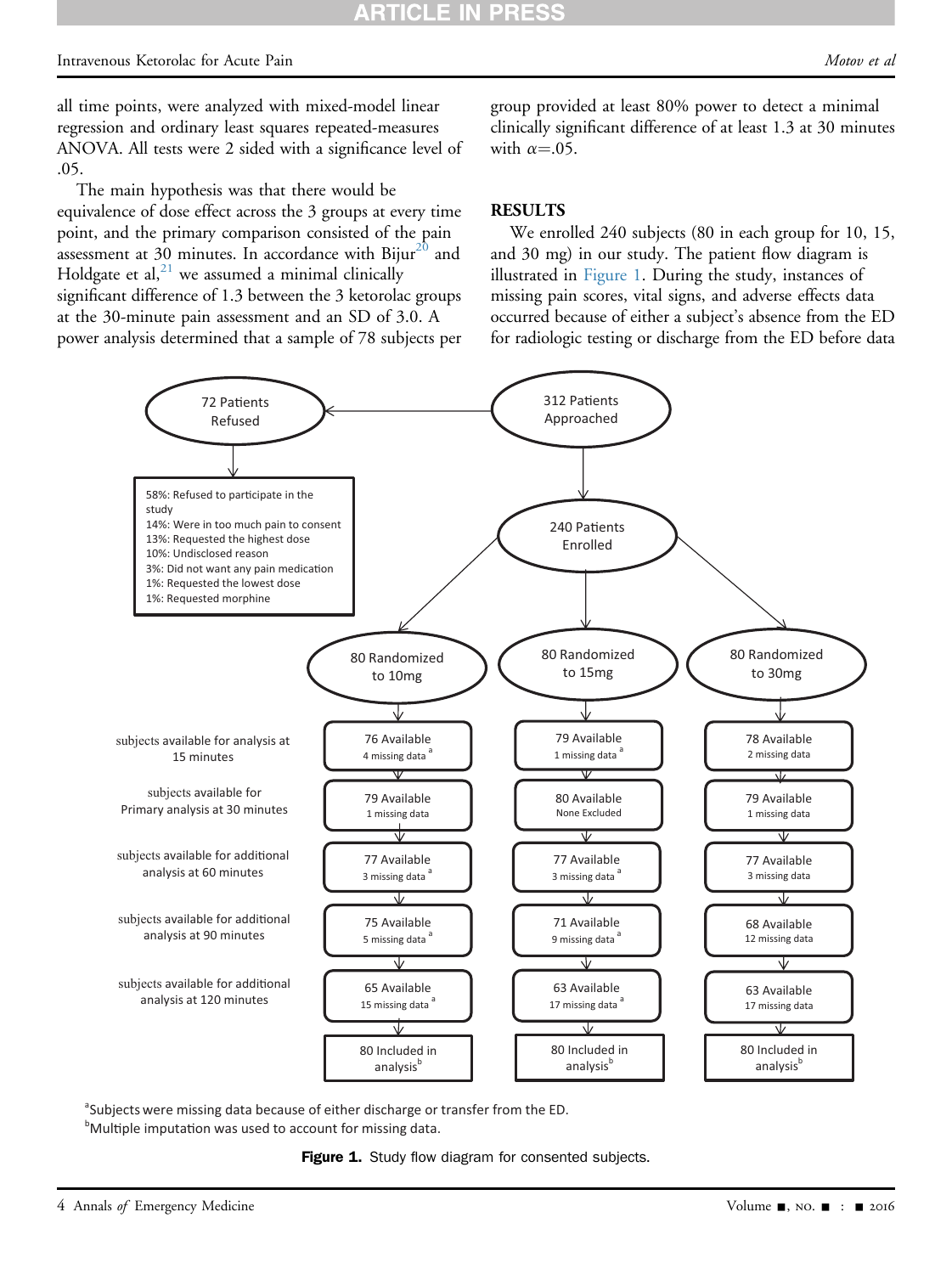all time points, were analyzed with mixed-model linear regression and ordinary least squares repeated-measures ANOVA. All tests were 2 sided with a significance level of .05.

The main hypothesis was that there would be equivalence of dose effect across the 3 groups at every time point, and the primary comparison consisted of the pain assessment at 30 minutes. In accordance with Bijur[20] and Holdgate et al,[21] we assumed a minimal clinically significant difference of 1.3 between the 3 ketorolac groups at the 30-minute pain assessment and an SD of 3.0. A power analysis determined that a sample of 78 subjects per group provided at least 80% power to detect a minimal clinically significant difference of at least 1.3 at 30 minutes with $\alpha$=.05.

## RESULTS

We enrolled 240 subjects (80 in each group for 10, 15, and 30 mg) in our study. The patient flow diagram is illustrated in Figure 1. During the study, instances of missing pain scores, vital signs, and adverse effects data occurred because of either a subject's absence from the ED for radiologic testing or discharge from the ED before data

312 Patients Approached → 72 Patients Refused

- 58%: Refused to participate in the study
- 14%: Were in too much pain to consent
- 13%: Requested the highest dose
- 10%: Undisclosed reason
- 3%: Did not want any pain medication
- 1%: Requested the lowest dose
- 1%: Requested morphine

312 Patients Approached → 240 Patients Enrolled

| | 80 Randomized to 10mg | 80 Randomized to 15mg | 80 Randomized to 30mg |
|---|---|---|---|
| subjects available for analysis at 15 minutes | 76 Available, 4 missing data [a] | 79 Available, 1 missing data [a] | 78 Available, 2 missing data |
| subjects available for Primary analysis at 30 minutes | 79 Available, 1 missing data | 80 Available, None Excluded | 79 Available, 1 missing data |
| subjects available for additional analysis at 60 minutes | 77 Available, 3 missing data [a] | 77 Available, 3 missing data [a] | 77 Available, 3 missing data |
| subjects available for additional analysis at 90 minutes | 75 Available, 5 missing data [a] | 71 Available, 9 missing data [a] | 68 Available, 12 missing data |
| subjects available for additional analysis at 120 minutes | 65 Available, 15 missing data [a] | 63 Available, 17 missing data [a] | 63 Available, 17 missing data |
| | 80 Included in analysis[b] | 80 Included in analysis[b] | 80 Included in analysis[b] |

[a]Subjects were missing data because of either discharge or transfer from the ED.
[b]Multiple imputation was used to account for missing data.

**Figure 1.** Study flow diagram for consented subjects.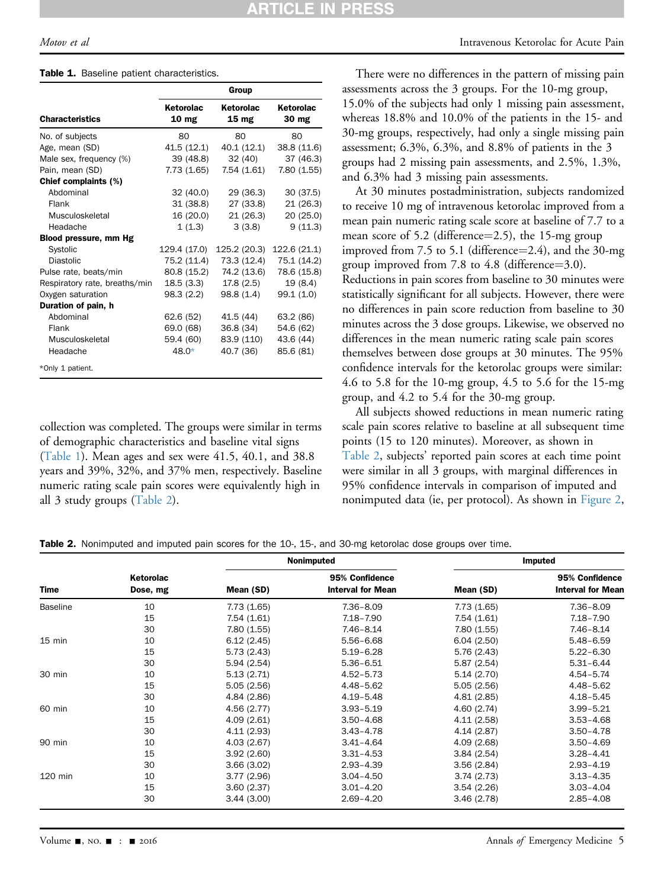**Table 1.** Baseline patient characteristics.

| Characteristics | Group | | |
|---|---|---|---|
| | Ketorolac 10 mg | Ketorolac 15 mg | Ketorolac 30 mg |
| No. of subjects | 80 | 80 | 80 |
| Age, mean (SD) | 41.5 (12.1) | 40.1 (12.1) | 38.8 (11.6) |
| Male sex, frequency (%) | 39 (48.8) | 32 (40) | 37 (46.3) |
| Pain, mean (SD) | 7.73 (1.65) | 7.54 (1.61) | 7.80 (1.55) |
| **Chief complaints (%)** | | | |
| Abdominal | 32 (40.0) | 29 (36.3) | 30 (37.5) |
| Flank | 31 (38.8) | 27 (33.8) | 21 (26.3) |
| Musculoskeletal | 16 (20.0) | 21 (26.3) | 20 (25.0) |
| Headache | 1 (1.3) | 3 (3.8) | 9 (11.3) |
| **Blood pressure, mm Hg** | | | |
| Systolic | 129.4 (17.0) | 125.2 (20.3) | 122.6 (21.1) |
| Diastolic | 75.2 (11.4) | 73.3 (12.4) | 75.1 (14.2) |
| Pulse rate, beats/min | 80.8 (15.2) | 74.2 (13.6) | 78.6 (15.8) |
| Respiratory rate, breaths/min | 18.5 (3.3) | 17.8 (2.5) | 19 (8.4) |
| Oxygen saturation | 98.3 (2.2) | 98.8 (1.4) | 99.1 (1.0) |
| **Duration of pain, h** | | | |
| Abdominal | 62.6 (52) | 41.5 (44) | 63.2 (86) |
| Flank | 69.0 (68) | 36.8 (34) | 54.6 (62) |
| Musculoskeletal | 59.4 (60) | 83.9 (110) | 43.6 (44) |
| Headache | 48.0* | 40.7 (36) | 85.6 (81) |

*Only 1 patient.

collection was completed. The groups were similar in terms of demographic characteristics and baseline vital signs (Table 1). Mean ages and sex were 41.5, 40.1, and 38.8 years and 39%, 32%, and 37% men, respectively. Baseline numeric rating scale pain scores were equivalently high in all 3 study groups (Table 2).

There were no differences in the pattern of missing pain assessments across the 3 groups. For the 10-mg group, 15.0% of the subjects had only 1 missing pain assessment, whereas 18.8% and 10.0% of the patients in the 15- and 30-mg groups, respectively, had only a single missing pain assessment; 6.3%, 6.3%, and 8.8% of patients in the 3 groups had 2 missing pain assessments, and 2.5%, 1.3%, and 6.3% had 3 missing pain assessments.

At 30 minutes postadministration, subjects randomized to receive 10 mg of intravenous ketorolac improved from a mean pain numeric rating scale score at baseline of 7.7 to a mean score of 5.2 (difference=2.5), the 15-mg group improved from 7.5 to 5.1 (difference=2.4), and the 30-mg group improved from 7.8 to 4.8 (difference=3.0). Reductions in pain scores from baseline to 30 minutes were statistically significant for all subjects. However, there were no differences in pain score reduction from baseline to 30 minutes across the 3 dose groups. Likewise, we observed no differences in the mean numeric rating scale pain scores themselves between dose groups at 30 minutes. The 95% confidence intervals for the ketorolac groups were similar: 4.6 to 5.8 for the 10-mg group, 4.5 to 5.6 for the 15-mg group, and 4.2 to 5.4 for the 30-mg group.

All subjects showed reductions in mean numeric rating scale pain scores relative to baseline at all subsequent time points (15 to 120 minutes). Moreover, as shown in Table 2, subjects' reported pain scores at each time point were similar in all 3 groups, with marginal differences in 95% confidence intervals in comparison of imputed and nonimputed data (ie, per protocol). As shown in Figure 2,

**Table 2.** Nonimputed and imputed pain scores for the 10-, 15-, and 30-mg ketorolac dose groups over time.

| Time | Ketorolac Dose, mg | Nonimputed | | Imputed | |
|---|---|---|---|---|---|
| | | Mean (SD) | 95% Confidence Interval for Mean | Mean (SD) | 95% Confidence Interval for Mean |
| Baseline | 10 | 7.73 (1.65) | 7.36–8.09 | 7.73 (1.65) | 7.36–8.09 |
| | 15 | 7.54 (1.61) | 7.18–7.90 | 7.54 (1.61) | 7.18–7.90 |
| | 30 | 7.80 (1.55) | 7.46–8.14 | 7.80 (1.55) | 7.46–8.14 |
| 15 min | 10 | 6.12 (2.45) | 5.56–6.68 | 6.04 (2.50) | 5.48–6.59 |
| | 15 | 5.73 (2.43) | 5.19–6.28 | 5.76 (2.43) | 5.22–6.30 |
| | 30 | 5.94 (2.54) | 5.36–6.51 | 5.87 (2.54) | 5.31–6.44 |
| 30 min | 10 | 5.13 (2.71) | 4.52–5.73 | 5.14 (2.70) | 4.54–5.74 |
| | 15 | 5.05 (2.56) | 4.48–5.62 | 5.05 (2.56) | 4.48–5.62 |
| | 30 | 4.84 (2.86) | 4.19–5.48 | 4.81 (2.85) | 4.18–5.45 |
| 60 min | 10 | 4.56 (2.77) | 3.93–5.19 | 4.60 (2.74) | 3.99–5.21 |
| | 15 | 4.09 (2.61) | 3.50–4.68 | 4.11 (2.58) | 3.53–4.68 |
| | 30 | 4.11 (2.93) | 3.43–4.78 | 4.14 (2.87) | 3.50–4.78 |
| 90 min | 10 | 4.03 (2.67) | 3.41–4.64 | 4.09 (2.68) | 3.50–4.69 |
| | 15 | 3.92 (2.60) | 3.31–4.53 | 3.84 (2.54) | 3.28–4.41 |
| | 30 | 3.66 (3.02) | 2.93–4.39 | 3.56 (2.84) | 2.93–4.19 |
| 120 min | 10 | 3.77 (2.96) | 3.04–4.50 | 3.74 (2.73) | 3.13–4.35 |
| | 15 | 3.60 (2.37) | 3.01–4.20 | 3.54 (2.26) | 3.03–4.04 |
| | 30 | 3.44 (3.00) | 2.69–4.20 | 3.46 (2.78) | 2.85–4.08 |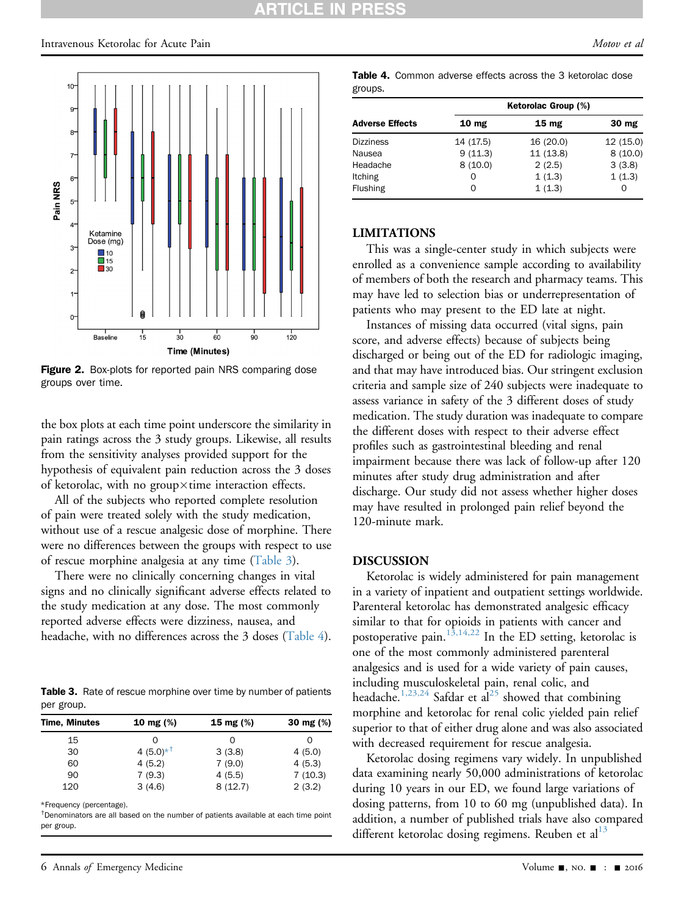Figure 2. Box-plots for reported pain NRS comparing dose groups over time.

the box plots at each time point underscore the similarity in pain ratings across the 3 study groups. Likewise, all results from the sensitivity analyses provided support for the hypothesis of equivalent pain reduction across the 3 doses of ketorolac, with no group×time interaction effects.

All of the subjects who reported complete resolution of pain were treated solely with the study medication, without use of a rescue analgesic dose of morphine. There were no differences between the groups with respect to use of rescue morphine analgesia at any time (Table 3).

There were no clinically concerning changes in vital signs and no clinically significant adverse effects related to the study medication at any dose. The most commonly reported adverse effects were dizziness, nausea, and headache, with no differences across the 3 doses (Table 4).

**Table 3.** Rate of rescue morphine over time by number of patients per group.

| Time, Minutes | 10 mg (%) | 15 mg (%) | 30 mg (%) |
|---|---|---|---|
| 15 | 0 | 0 | 0 |
| 30 | 4 (5.0)*† | 3 (3.8) | 4 (5.0) |
| 60 | 4 (5.2) | 7 (9.0) | 4 (5.3) |
| 90 | 7 (9.3) | 4 (5.5) | 7 (10.3) |
| 120 | 3 (4.6) | 8 (12.7) | 2 (3.2) |

*Frequency (percentage).
†Denominators are all based on the number of patients available at each time point per group.

**Table 4.** Common adverse effects across the 3 ketorolac dose groups.

| Adverse Effects | Ketorolac Group (%) | | |
|---|---|---|---|
| | 10 mg | 15 mg | 30 mg |
| Dizziness | 14 (17.5) | 16 (20.0) | 12 (15.0) |
| Nausea | 9 (11.3) | 11 (13.8) | 8 (10.0) |
| Headache | 8 (10.0) | 2 (2.5) | 3 (3.8) |
| Itching | 0 | 1 (1.3) | 1 (1.3) |
| Flushing | 0 | 1 (1.3) | 0 |

## LIMITATIONS

This was a single-center study in which subjects were enrolled as a convenience sample according to availability of members of both the research and pharmacy teams. This may have led to selection bias or underrepresentation of patients who may present to the ED late at night.

Instances of missing data occurred (vital signs, pain score, and adverse effects) because of subjects being discharged or being out of the ED for radiologic imaging, and that may have introduced bias. Our stringent exclusion criteria and sample size of 240 subjects were inadequate to assess variance in safety of the 3 different doses of study medication. The study duration was inadequate to compare the different doses with respect to their adverse effect profiles such as gastrointestinal bleeding and renal impairment because there was lack of follow-up after 120 minutes after study drug administration and after discharge. Our study did not assess whether higher doses may have resulted in prolonged pain relief beyond the 120-minute mark.

## DISCUSSION

Ketorolac is widely administered for pain management in a variety of inpatient and outpatient settings worldwide. Parenteral ketorolac has demonstrated analgesic efficacy similar to that for opioids in patients with cancer and postoperative pain.[13,14,22] In the ED setting, ketorolac is one of the most commonly administered parenteral analgesics and is used for a wide variety of pain causes, including musculoskeletal pain, renal colic, and headache.[1,23,24] Safdar et al[25] showed that combining morphine and ketorolac for renal colic yielded pain relief superior to that of either drug alone and was also associated with decreased requirement for rescue analgesia.

Ketorolac dosing regimens vary widely. In unpublished data examining nearly 50,000 administrations of ketorolac during 10 years in our ED, we found large variations of dosing patterns, from 10 to 60 mg (unpublished data). In addition, a number of published trials have also compared different ketorolac dosing regimens. Reuben et al[13]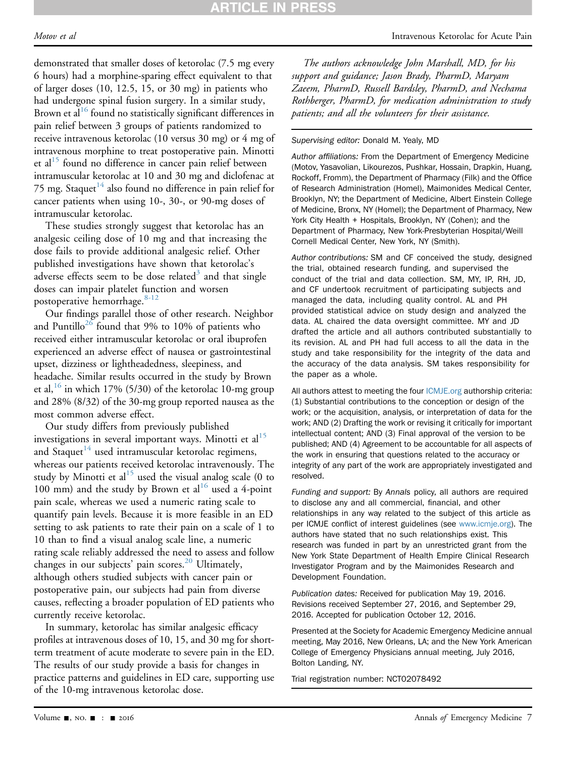demonstrated that smaller doses of ketorolac (7.5 mg every 6 hours) had a morphine-sparing effect equivalent to that of larger doses (10, 12.5, 15, or 30 mg) in patients who had undergone spinal fusion surgery. In a similar study, Brown et al[16] found no statistically significant differences in pain relief between 3 groups of patients randomized to receive intravenous ketorolac (10 versus 30 mg) or 4 mg of intravenous morphine to treat postoperative pain. Minotti et al[15] found no difference in cancer pain relief between intramuscular ketorolac at 10 and 30 mg and diclofenac at 75 mg. Staquet[14] also found no difference in pain relief for cancer patients when using 10-, 30-, or 90-mg doses of intramuscular ketorolac.

These studies strongly suggest that ketorolac has an analgesic ceiling dose of 10 mg and that increasing the dose fails to provide additional analgesic relief. Other published investigations have shown that ketorolac's adverse effects seem to be dose related[3] and that single doses can impair platelet function and worsen postoperative hemorrhage.[8-12]

Our findings parallel those of other research. Neighbor and Puntillo[26] found that 9% to 10% of patients who received either intramuscular ketorolac or oral ibuprofen experienced an adverse effect of nausea or gastrointestinal upset, dizziness or lightheadedness, sleepiness, and headache. Similar results occurred in the study by Brown et al,[16] in which 17% (5/30) of the ketorolac 10-mg group and 28% (8/32) of the 30-mg group reported nausea as the most common adverse effect.

Our study differs from previously published investigations in several important ways. Minotti et al[15] and Staquet[14] used intramuscular ketorolac regimens, whereas our patients received ketorolac intravenously. The study by Minotti et al[15] used the visual analog scale (0 to 100 mm) and the study by Brown et al[16] used a 4-point pain scale, whereas we used a numeric rating scale to quantify pain levels. Because it is more feasible in an ED setting to ask patients to rate their pain on a scale of 1 to 10 than to find a visual analog scale line, a numeric rating scale reliably addressed the need to assess and follow changes in our subjects' pain scores.[20] Ultimately, although others studied subjects with cancer pain or postoperative pain, our subjects had pain from diverse causes, reflecting a broader population of ED patients who currently receive ketorolac.

In summary, ketorolac has similar analgesic efficacy profiles at intravenous doses of 10, 15, and 30 mg for short-term treatment of acute moderate to severe pain in the ED. The results of our study provide a basis for changes in practice patterns and guidelines in ED care, supporting use of the 10-mg intravenous ketorolac dose.

*The authors acknowledge John Marshall, MD, for his support and guidance; Jason Brady, PharmD, Maryam Zaeem, PharmD, Russell Bardsley, PharmD, and Nechama Rothberger, PharmD, for medication administration to study patients; and all the volunteers for their assistance.*

*Supervising editor:* Donald M. Yealy, MD

*Author affiliations:* From the Department of Emergency Medicine (Motov, Yasavolian, Likourezos, Pushkar, Hossain, Drapkin, Huang, Rockoff, Fromm), the Department of Pharmacy (Filk) and the Office of Research Administration (Homel), Maimonides Medical Center, Brooklyn, NY; the Department of Medicine, Albert Einstein College of Medicine, Bronx, NY (Homel); the Department of Pharmacy, New York City Health + Hospitals, Brooklyn, NY (Cohen); and the Department of Pharmacy, New York-Presbyterian Hospital/Weill Cornell Medical Center, New York, NY (Smith).

*Author contributions:* SM and CF conceived the study, designed the trial, obtained research funding, and supervised the conduct of the trial and data collection. SM, MY, IP, RH, JD, and CF undertook recruitment of participating subjects and managed the data, including quality control. AL and PH provided statistical advice on study design and analyzed the data. AL chaired the data oversight committee. MY and JD drafted the article and all authors contributed substantially to its revision. AL and PH had full access to all the data in the study and take responsibility for the integrity of the data and the accuracy of the data analysis. SM takes responsibility for the paper as a whole.

All authors attest to meeting the four ICMJE.org authorship criteria: (1) Substantial contributions to the conception or design of the work; or the acquisition, analysis, or interpretation of data for the work; AND (2) Drafting the work or revising it critically for important intellectual content; AND (3) Final approval of the version to be published; AND (4) Agreement to be accountable for all aspects of the work in ensuring that questions related to the accuracy or integrity of any part of the work are appropriately investigated and resolved.

*Funding and support:* By *Annals* policy, all authors are required to disclose any and all commercial, financial, and other relationships in any way related to the subject of this article as per ICMJE conflict of interest guidelines (see www.icmje.org). The authors have stated that no such relationships exist. This research was funded in part by an unrestricted grant from the New York State Department of Health Empire Clinical Research Investigator Program and by the Maimonides Research and Development Foundation.

*Publication dates:* Received for publication May 19, 2016. Revisions received September 27, 2016, and September 29, 2016. Accepted for publication October 12, 2016.

Presented at the Society for Academic Emergency Medicine annual meeting, May 2016, New Orleans, LA; and the New York American College of Emergency Physicians annual meeting, July 2016, Bolton Landing, NY.

Trial registration number: NCT02078492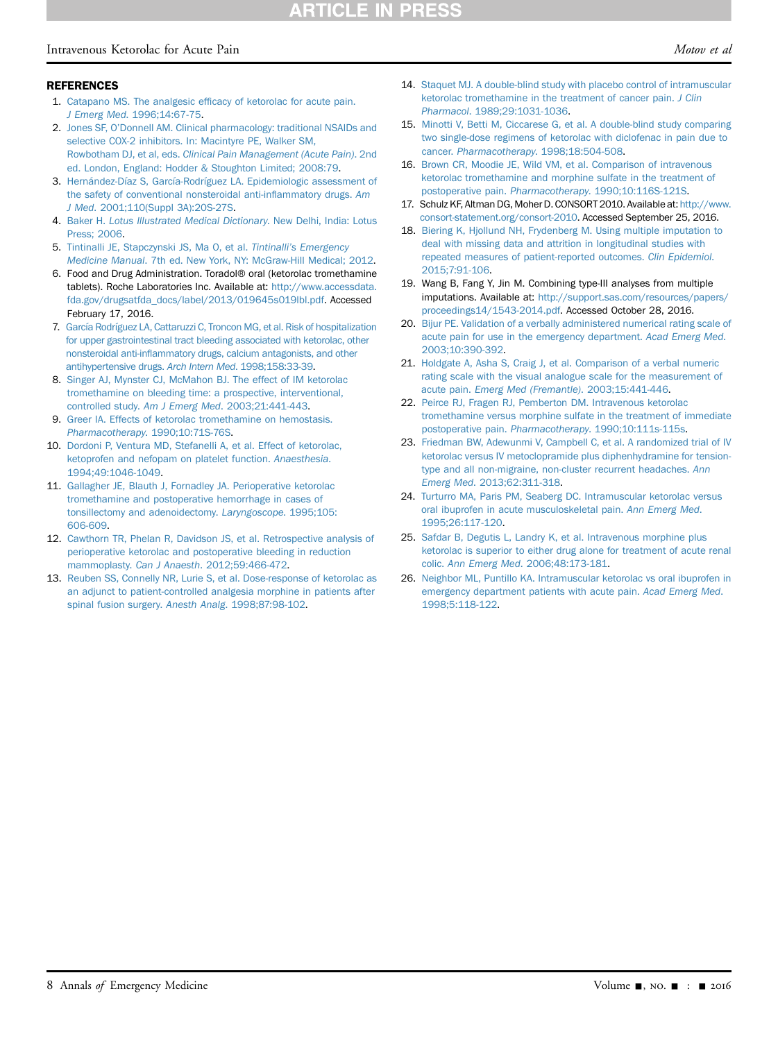## REFERENCES

1. Catapano MS. The analgesic efficacy of ketorolac for acute pain. *J Emerg Med*. 1996;14:67-75.
2. Jones SF, O'Donnell AM. Clinical pharmacology: traditional NSAIDs and selective COX-2 inhibitors. In: Macintyre PE, Walker SM, Rowbotham DJ, et al, eds. *Clinical Pain Management (Acute Pain)*. 2nd ed. London, England: Hodder & Stoughton Limited; 2008:79.
3. Hernández-Díaz S, García-Rodríguez LA. Epidemiologic assessment of the safety of conventional nonsteroidal anti-inflammatory drugs. *Am J Med*. 2001;110(Suppl 3A):20S-27S.
4. Baker H. *Lotus Illustrated Medical Dictionary*. New Delhi, India: Lotus Press; 2006.
5. Tintinalli JE, Stapczynski JS, Ma O, et al. *Tintinalli's Emergency Medicine Manual*. 7th ed. New York, NY: McGraw-Hill Medical; 2012.
6. Food and Drug Administration. Toradol® oral (ketorolac tromethamine tablets). Roche Laboratories Inc. Available at: http://www.accessdata.fda.gov/drugsatfda_docs/label/2013/019645s019lbl.pdf. Accessed February 17, 2016.
7. García Rodríguez LA, Cattaruzzi C, Troncon MG, et al. Risk of hospitalization for upper gastrointestinal tract bleeding associated with ketorolac, other nonsteroidal anti-inflammatory drugs, calcium antagonists, and other antihypertensive drugs. *Arch Intern Med*. 1998;158:33-39.
8. Singer AJ, Mynster CJ, McMahon BJ. The effect of IM ketorolac tromethamine on bleeding time: a prospective, interventional, controlled study. *Am J Emerg Med*. 2003;21:441-443.
9. Greer IA. Effects of ketorolac tromethamine on hemostasis. *Pharmacotherapy*. 1990;10:71S-76S.
10. Dordoni P, Ventura MD, Stefanelli A, et al. Effect of ketorolac, ketoprofen and nefopam on platelet function. *Anaesthesia*. 1994;49:1046-1049.
11. Gallagher JE, Blauth J, Fornadley JA. Perioperative ketorolac tromethamine and postoperative hemorrhage in cases of tonsillectomy and adenoidectomy. *Laryngoscope*. 1995;105:606-609.
12. Cawthorn TR, Phelan R, Davidson JS, et al. Retrospective analysis of perioperative ketorolac and postoperative bleeding in reduction mammoplasty. *Can J Anaesth*. 2012;59:466-472.
13. Reuben SS, Connelly NR, Lurie S, et al. Dose-response of ketorolac as an adjunct to patient-controlled analgesia morphine in patients after spinal fusion surgery. *Anesth Analg*. 1998;87:98-102.
14. Staquet MJ. A double-blind study with placebo control of intramuscular ketorolac tromethamine in the treatment of cancer pain. *J Clin Pharmacol*. 1989;29:1031-1036.
15. Minotti V, Betti M, Ciccarese G, et al. A double-blind study comparing two single-dose regimens of ketorolac with diclofenac in pain due to cancer. *Pharmacotherapy*. 1998;18:504-508.
16. Brown CR, Moodie JE, Wild VM, et al. Comparison of intravenous ketorolac tromethamine and morphine sulfate in the treatment of postoperative pain. *Pharmacotherapy*. 1990;10:116S-121S.
17. Schulz KF, Altman DG, Moher D. CONSORT 2010. Available at: http://www.consort-statement.org/consort-2010. Accessed September 25, 2016.
18. Biering K, Hjollund NH, Frydenberg M. Using multiple imputation to deal with missing data and attrition in longitudinal studies with repeated measures of patient-reported outcomes. *Clin Epidemiol*. 2015;7:91-106.
19. Wang B, Fang Y, Jin M. Combining type-III analyses from multiple imputations. Available at: http://support.sas.com/resources/papers/proceedings14/1543-2014.pdf. Accessed October 28, 2016.
20. Bijur PE. Validation of a verbally administered numerical rating scale of acute pain for use in the emergency department. *Acad Emerg Med*. 2003;10:390-392.
21. Holdgate A, Asha S, Craig J, et al. Comparison of a verbal numeric rating scale with the visual analogue scale for the measurement of acute pain. *Emerg Med (Fremantle)*. 2003;15:441-446.
22. Peirce RJ, Fragen RJ, Pemberton DM. Intravenous ketorolac tromethamine versus morphine sulfate in the treatment of immediate postoperative pain. *Pharmacotherapy*. 1990;10:111s-115s.
23. Friedman BW, Adewunmi V, Campbell C, et al. A randomized trial of IV ketorolac versus IV metoclopramide plus diphenhydramine for tension-type and all non-migraine, non-cluster recurrent headaches. *Ann Emerg Med*. 2013;62:311-318.
24. Turturro MA, Paris PM, Seaberg DC. Intramuscular ketorolac versus oral ibuprofen in acute musculoskeletal pain. *Ann Emerg Med*. 1995;26:117-120.
25. Safdar B, Degutis L, Landry K, et al. Intravenous morphine plus ketorolac is superior to either drug alone for treatment of acute renal colic. *Ann Emerg Med*. 2006;48:173-181.
26. Neighbor ML, Puntillo KA. Intramuscular ketorolac vs oral ibuprofen in emergency department patients with acute pain. *Acad Emerg Med*. 1998;5:118-122.